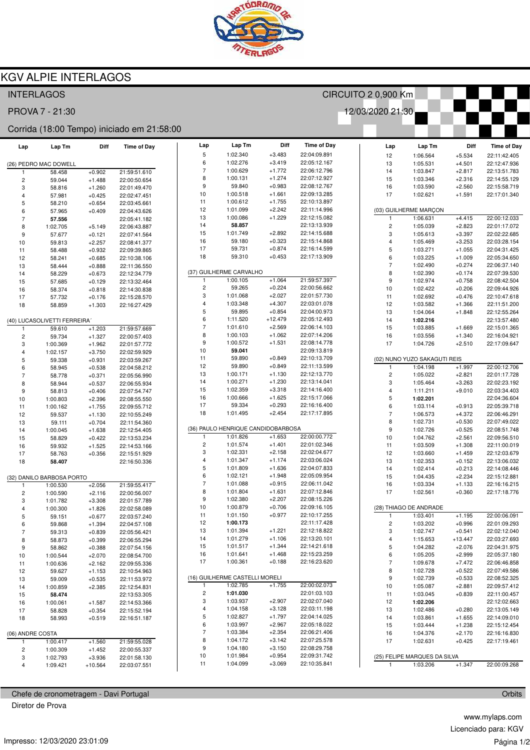# KGV ALPIE INTERLAGOS

INTERLAGOS — CIRCUITO 2 0,900 Km

PROVA 7 - 21:30 — 12/03/2020 21:30

Corrida (18:00 Tempo) iniciado em 21:58:00

### (26) PEDRO MAC DOWELL

| Lap | Lap Tm | Diff | Time of Day |
|---|---|---|---|
| 1 | 58.458 | +0.902 | 21:59:51.610 |
| 2 | 59.044 | +1.488 | 22:00:50.654 |
| 3 | 58.816 | +1.260 | 22:01:49.470 |
| 4 | 57.981 | +0.425 | 22:02:47.451 |
| 5 | 58.210 | +0.654 | 22:03:45.661 |
| 6 | 57.965 | +0.409 | 22:04:43.626 |
| 7 | **57.556** | | 22:05:41.182 |
| 8 | 1:02.705 | +5.149 | 22:06:43.887 |
| 9 | 57.677 | +0.121 | 22:07:41.564 |
| 10 | 59.813 | +2.257 | 22:08:41.377 |
| 11 | 58.488 | +0.932 | 22:09:39.865 |
| 12 | 58.241 | +0.685 | 22:10:38.106 |
| 13 | 58.444 | +0.888 | 22:11:36.550 |
| 14 | 58.229 | +0.673 | 22:12:34.779 |
| 15 | 57.685 | +0.129 | 22:13:32.464 |
| 16 | 58.374 | +0.818 | 22:14:30.838 |
| 17 | 57.732 | +0.176 | 22:15:28.570 |
| 18 | 58.859 | +1.303 | 22:16:27.429 |

### (40) LUCASOLIVETTI FERREIRA´

| Lap | Lap Tm | Diff | Time of Day |
|---|---|---|---|
| 1 | 59.610 | +1.203 | 21:59:57.669 |
| 2 | 59.734 | +1.327 | 22:00:57.403 |
| 3 | 1:00.369 | +1.962 | 22:01:57.772 |
| 4 | 1:02.157 | +3.750 | 22:02:59.929 |
| 5 | 59.338 | +0.931 | 22:03:59.267 |
| 6 | 58.945 | +0.538 | 22:04:58.212 |
| 7 | 58.778 | +0.371 | 22:05:56.990 |
| 8 | 58.944 | +0.537 | 22:06:55.934 |
| 9 | 58.813 | +0.406 | 22:07:54.747 |
| 10 | 1:00.803 | +2.396 | 22:08:55.550 |
| 11 | 1:00.162 | +1.755 | 22:09:55.712 |
| 12 | 59.537 | +1.130 | 22:10:55.249 |
| 13 | 59.111 | +0.704 | 22:11:54.360 |
| 14 | 1:00.045 | +1.638 | 22:12:54.405 |
| 15 | 58.829 | +0.422 | 22:13:53.234 |
| 16 | 59.932 | +1.525 | 22:14:53.166 |
| 17 | 58.763 | +0.356 | 22:15:51.929 |
| 18 | **58.407** | | 22:16:50.336 |

### (32) DANILO BARBOSA PORTO

| Lap | Lap Tm | Diff | Time of Day |
|---|---|---|---|
| 1 | 1:00.530 | +2.056 | 21:59:55.417 |
| 2 | 1:00.590 | +2.116 | 22:00:56.007 |
| 3 | 1:01.782 | +3.308 | 22:01:57.789 |
| 4 | 1:00.300 | +1.826 | 22:02:58.089 |
| 5 | 59.151 | +0.677 | 22:03:57.240 |
| 6 | 59.868 | +1.394 | 22:04:57.108 |
| 7 | 59.313 | +0.839 | 22:05:56.421 |
| 8 | 58.873 | +0.399 | 22:06:55.294 |
| 9 | 58.862 | +0.388 | 22:07:54.156 |
| 10 | 1:00.544 | +2.070 | 22:08:54.700 |
| 11 | 1:00.636 | +2.162 | 22:09:55.336 |
| 12 | 59.627 | +1.153 | 22:10:54.963 |
| 13 | 59.009 | +0.535 | 22:11:53.972 |
| 14 | 1:00.859 | +2.385 | 22:12:54.831 |
| 15 | **58.474** | | 22:13:53.305 |
| 16 | 1:00.061 | +1.587 | 22:14:53.366 |
| 17 | 58.828 | +0.354 | 22:15:52.194 |
| 18 | 58.993 | +0.519 | 22:16:51.187 |

### (06) ANDRE COSTA

| Lap | Lap Tm | Diff | Time of Day |
|---|---|---|---|
| 1 | 1:00.417 | +1.560 | 21:59:55.028 |
| 2 | 1:00.309 | +1.452 | 22:00:55.337 |
| 3 | 1:02.793 | +3.936 | 22:01:58.130 |
| 4 | 1:09.421 | +10.564 | 22:03:07.551 |
| 5 | 1:02.340 | +3.483 | 22:04:09.891 |
| 6 | 1:02.276 | +3.419 | 22:05:12.167 |
| 7 | 1:00.629 | +1.772 | 22:06:12.796 |
| 8 | 1:00.131 | +1.274 | 22:07:12.927 |
| 9 | 59.840 | +0.983 | 22:08:12.767 |
| 10 | 1:00.518 | +1.661 | 22:09:13.285 |
| 11 | 1:00.612 | +1.755 | 22:10:13.897 |
| 12 | 1:01.099 | +2.242 | 22:11:14.996 |
| 13 | 1:00.086 | +1.229 | 22:12:15.082 |
| 14 | **58.857** | | 22:13:13.939 |
| 15 | 1:01.749 | +2.892 | 22:14:15.688 |
| 16 | 59.180 | +0.323 | 22:15:14.868 |
| 17 | 59.731 | +0.874 | 22:16:14.599 |
| 18 | 59.310 | +0.453 | 22:17:13.909 |

### (37) GUILHERME CARVALHO

| Lap | Lap Tm | Diff | Time of Day |
|---|---|---|---|
| 1 | 1:00.105 | +1.064 | 21:59:57.397 |
| 2 | 59.265 | +0.224 | 22:00:56.662 |
| 3 | 1:01.068 | +2.027 | 22:01:57.730 |
| 4 | 1:03.348 | +4.307 | 22:03:01.078 |
| 5 | 59.895 | +0.854 | 22:04:00.973 |
| 6 | 1:11.520 | +12.479 | 22:05:12.493 |
| 7 | 1:01.610 | +2.569 | 22:06:14.103 |
| 8 | 1:00.103 | +1.062 | 22:07:14.206 |
| 9 | 1:00.572 | +1.531 | 22:08:14.778 |
| 10 | **59.041** | | 22:09:13.819 |
| 11 | 59.890 | +0.849 | 22:10:13.709 |
| 12 | 59.890 | +0.849 | 22:11:13.599 |
| 13 | 1:00.171 | +1.130 | 22:12:13.770 |
| 14 | 1:00.271 | +1.230 | 22:13:14.041 |
| 15 | 1:02.359 | +3.318 | 22:14:16.400 |
| 16 | 1:00.666 | +1.625 | 22:15:17.066 |
| 17 | 59.334 | +0.293 | 22:16:16.400 |
| 18 | 1:01.495 | +2.454 | 22:17:17.895 |

### (36) PAULO HENRIQUE CANDIDOBARBOSA

| Lap | Lap Tm | Diff | Time of Day |
|---|---|---|---|
| 1 | 1:01.826 | +1.653 | 22:00:00.772 |
| 2 | 1:01.574 | +1.401 | 22:01:02.346 |
| 3 | 1:02.331 | +2.158 | 22:02:04.677 |
| 4 | 1:01.347 | +1.174 | 22:03:06.024 |
| 5 | 1:01.809 | +1.636 | 22:04:07.833 |
| 6 | 1:02.121 | +1.948 | 22:05:09.954 |
| 7 | 1:01.088 | +0.915 | 22:06:11.042 |
| 8 | 1:01.804 | +1.631 | 22:07:12.846 |
| 9 | 1:02.380 | +2.207 | 22:08:15.226 |
| 10 | 1:00.879 | +0.706 | 22:09:16.105 |
| 11 | 1:01.150 | +0.977 | 22:10:17.255 |
| 12 | **1:00.173** | | 22:11:17.428 |
| 13 | 1:01.394 | +1.221 | 22:12:18.822 |
| 14 | 1:01.279 | +1.106 | 22:13:20.101 |
| 15 | 1:01.517 | +1.344 | 22:14:21.618 |
| 16 | 1:01.641 | +1.468 | 22:15:23.259 |
| 17 | 1:00.361 | +0.188 | 22:16:23.620 |

### (16) GUILHERME CASTELLI MORELI

| Lap | Lap Tm | Diff | Time of Day |
|---|---|---|---|
| 1 | 1:02.785 | +1.755 | 22:00:02.073 |
| 2 | **1:01.030** | | 22:01:03.103 |
| 3 | 1:03.937 | +2.907 | 22:02:07.040 |
| 4 | 1:04.158 | +3.128 | 22:03:11.198 |
| 5 | 1:02.827 | +1.797 | 22:04:14.025 |
| 6 | 1:03.997 | +2.967 | 22:05:18.022 |
| 7 | 1:03.384 | +2.354 | 22:06:21.406 |
| 8 | 1:04.172 | +3.142 | 22:07:25.578 |
| 9 | 1:04.180 | +3.150 | 22:08:29.758 |
| 10 | 1:01.984 | +0.954 | 22:09:31.742 |
| 11 | 1:04.099 | +3.069 | 22:10:35.841 |
| 12 | 1:06.564 | +5.534 | 22:11:42.405 |
| 13 | 1:05.531 | +4.501 | 22:12:47.936 |
| 14 | 1:03.847 | +2.817 | 22:13:51.783 |
| 15 | 1:03.346 | +2.316 | 22:14:55.129 |
| 16 | 1:03.590 | +2.560 | 22:15:58.719 |
| 17 | 1:02.621 | +1.591 | 22:17:01.340 |

### (03) GUILHERME MARÇON

| Lap | Lap Tm | Diff | Time of Day |
|---|---|---|---|
| 1 | 1:06.631 | +4.415 | 22:00:12.033 |
| 2 | 1:05.039 | +2.823 | 22:01:17.072 |
| 3 | 1:05.613 | +3.397 | 22:02:22.685 |
| 4 | 1:05.469 | +3.253 | 22:03:28.154 |
| 5 | 1:03.271 | +1.055 | 22:04:31.425 |
| 6 | 1:03.225 | +1.009 | 22:05:34.650 |
| 7 | 1:02.490 | +0.274 | 22:06:37.140 |
| 8 | 1:02.390 | +0.174 | 22:07:39.530 |
| 9 | 1:02.974 | +0.758 | 22:08:42.504 |
| 10 | 1:02.422 | +0.206 | 22:09:44.926 |
| 11 | 1:02.692 | +0.476 | 22:10:47.618 |
| 12 | 1:03.582 | +1.366 | 22:11:51.200 |
| 13 | 1:04.064 | +1.848 | 22:12:55.264 |
| 14 | **1:02.216** | | 22:13:57.480 |
| 15 | 1:03.885 | +1.669 | 22:15:01.365 |
| 16 | 1:03.556 | +1.340 | 22:16:04.921 |
| 17 | 1:04.726 | +2.510 | 22:17:09.647 |

### (02) NUNO YUZO SAKAGUTI REIS

| Lap | Lap Tm | Diff | Time of Day |
|---|---|---|---|
| 1 | 1:04.198 | +1.997 | 22:00:12.706 |
| 2 | 1:05.022 | +2.821 | 22:01:17.728 |
| 3 | 1:05.464 | +3.263 | 22:02:23.192 |
| 4 | 1:11.211 | +9.010 | 22:03:34.403 |
| 5 | **1:02.201** | | 22:04:36.604 |
| 6 | 1:03.114 | +0.913 | 22:05:39.718 |
| 7 | 1:06.573 | +4.372 | 22:06:46.291 |
| 8 | 1:02.731 | +0.530 | 22:07:49.022 |
| 9 | 1:02.726 | +0.525 | 22:08:51.748 |
| 10 | 1:04.762 | +2.561 | 22:09:56.510 |
| 11 | 1:03.509 | +1.308 | 22:11:00.019 |
| 12 | 1:03.660 | +1.459 | 22:12:03.679 |
| 13 | 1:02.353 | +0.152 | 22:13:06.032 |
| 14 | 1:02.414 | +0.213 | 22:14:08.446 |
| 15 | 1:04.435 | +2.234 | 22:15:12.881 |
| 16 | 1:03.334 | +1.133 | 22:16:16.215 |
| 17 | 1:02.561 | +0.360 | 22:17:18.776 |

### (28) THIAGO DE ANDRADE

| Lap | Lap Tm | Diff | Time of Day |
|---|---|---|---|
| 1 | 1:03.401 | +1.195 | 22:00:06.091 |
| 2 | 1:03.202 | +0.996 | 22:01:09.293 |
| 3 | 1:02.747 | +0.541 | 22:02:12.040 |
| 4 | 1:15.653 | +13.447 | 22:03:27.693 |
| 5 | 1:04.282 | +2.076 | 22:04:31.975 |
| 6 | 1:05.205 | +2.999 | 22:05:37.180 |
| 7 | 1:09.678 | +7.472 | 22:06:46.858 |
| 8 | 1:02.728 | +0.522 | 22:07:49.586 |
| 9 | 1:02.739 | +0.533 | 22:08:52.325 |
| 10 | 1:05.087 | +2.881 | 22:09:57.412 |
| 11 | 1:03.045 | +0.839 | 22:11:00.457 |
| 12 | **1:02.206** | | 22:12:02.663 |
| 13 | 1:02.486 | +0.280 | 22:13:05.149 |
| 14 | 1:03.861 | +1.655 | 22:14:09.010 |
| 15 | 1:03.444 | +1.238 | 22:15:12.454 |
| 16 | 1:04.376 | +2.170 | 22:16:16.830 |
| 17 | 1:02.631 | +0.425 | 22:17:19.461 |

### (25) FELIPE MARQUES DA SILVA

| Lap | Lap Tm | Diff | Time of Day |
|---|---|---|---|
| 1 | 1:03.206 | +1.347 | 22:00:09.268 |

Chefe de cronometragem - Davi Portugal — Orbits

Diretor de Prova

www.mylaps.com

Licenciado para: KGV

Impresso: 12/03/2020 23:01:09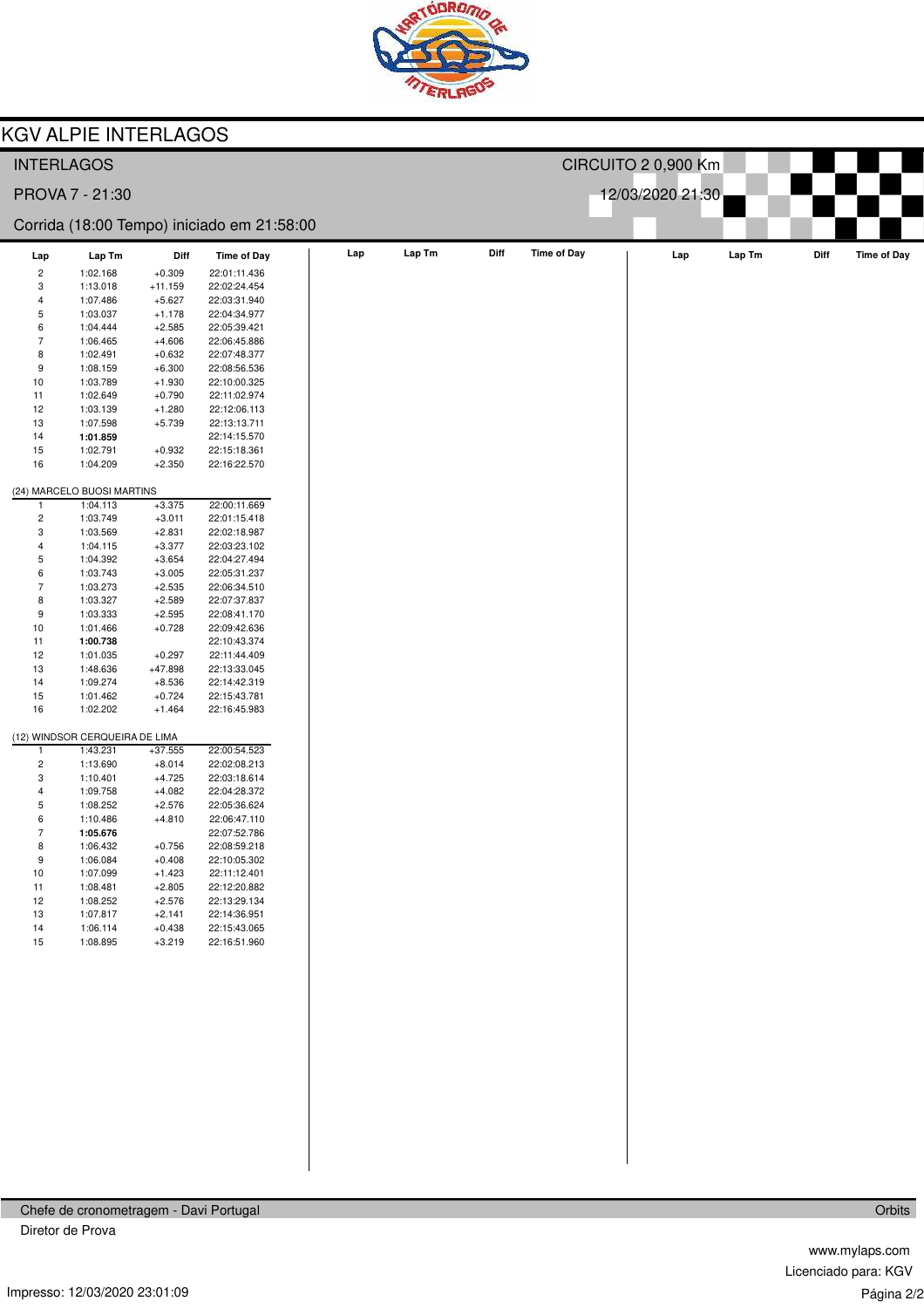## KGV ALPIE INTERLAGOS

INTERLAGOS — CIRCUITO 2 0,900 Km

PROVA 7 - 21:30 — 12/03/2020 21:30

Corrida (18:00 Tempo) iniciado em 21:58:00

| Lap | Lap Tm | Diff | Time of Day |
|---|---|---|---|
| 2 | 1:02.168 | +0.309 | 22:01:11.436 |
| 3 | 1:13.018 | +11.159 | 22:02:24.454 |
| 4 | 1:07.486 | +5.627 | 22:03:31.940 |
| 5 | 1:03.037 | +1.178 | 22:04:34.977 |
| 6 | 1:04.444 | +2.585 | 22:05:39.421 |
| 7 | 1:06.465 | +4.606 | 22:06:45.886 |
| 8 | 1:02.491 | +0.632 | 22:07:48.377 |
| 9 | 1:08.159 | +6.300 | 22:08:56.536 |
| 10 | 1:03.789 | +1.930 | 22:10:00.325 |
| 11 | 1:02.649 | +0.790 | 22:11:02.974 |
| 12 | 1:03.139 | +1.280 | 22:12:06.113 |
| 13 | 1:07.598 | +5.739 | 22:13:13.711 |
| 14 | **1:01.859** | | 22:14:15.570 |
| 15 | 1:02.791 | +0.932 | 22:15:18.361 |
| 16 | 1:04.209 | +2.350 | 22:16:22.570 |

(24) MARCELO BUOSI MARTINS

| Lap | Lap Tm | Diff | Time of Day |
|---|---|---|---|
| 1 | 1:04.113 | +3.375 | 22:00:11.669 |
| 2 | 1:03.749 | +3.011 | 22:01:15.418 |
| 3 | 1:03.569 | +2.831 | 22:02:18.987 |
| 4 | 1:04.115 | +3.377 | 22:03:23.102 |
| 5 | 1:04.392 | +3.654 | 22:04:27.494 |
| 6 | 1:03.743 | +3.005 | 22:05:31.237 |
| 7 | 1:03.273 | +2.535 | 22:06:34.510 |
| 8 | 1:03.327 | +2.589 | 22:07:37.837 |
| 9 | 1:03.333 | +2.595 | 22:08:41.170 |
| 10 | 1:01.466 | +0.728 | 22:09:42.636 |
| 11 | **1:00.738** | | 22:10:43.374 |
| 12 | 1:01.035 | +0.297 | 22:11:44.409 |
| 13 | 1:48.636 | +47.898 | 22:13:33.045 |
| 14 | 1:09.274 | +8.536 | 22:14:42.319 |
| 15 | 1:01.462 | +0.724 | 22:15:43.781 |
| 16 | 1:02.202 | +1.464 | 22:16:45.983 |

(12) WINDSOR CERQUEIRA DE LIMA

| Lap | Lap Tm | Diff | Time of Day |
|---|---|---|---|
| 1 | 1:43.231 | +37.555 | 22:00:54.523 |
| 2 | 1:13.690 | +8.014 | 22:02:08.213 |
| 3 | 1:10.401 | +4.725 | 22:03:18.614 |
| 4 | 1:09.758 | +4.082 | 22:04:28.372 |
| 5 | 1:08.252 | +2.576 | 22:05:36.624 |
| 6 | 1:10.486 | +4.810 | 22:06:47.110 |
| 7 | **1:05.676** | | 22:07:52.786 |
| 8 | 1:06.432 | +0.756 | 22:08:59.218 |
| 9 | 1:06.084 | +0.408 | 22:10:05.302 |
| 10 | 1:07.099 | +1.423 | 22:11:12.401 |
| 11 | 1:08.481 | +2.805 | 22:12:20.882 |
| 12 | 1:08.252 | +2.576 | 22:13:29.134 |
| 13 | 1:07.817 | +2.141 | 22:14:36.951 |
| 14 | 1:06.114 | +0.438 | 22:15:43.065 |
| 15 | 1:08.895 | +3.219 | 22:16:51.960 |

Chefe de cronometragem - Davi Portugal — Orbits

Diretor de Prova

www.mylaps.com

Licenciado para: KGV

Impresso: 12/03/2020 23:01:09